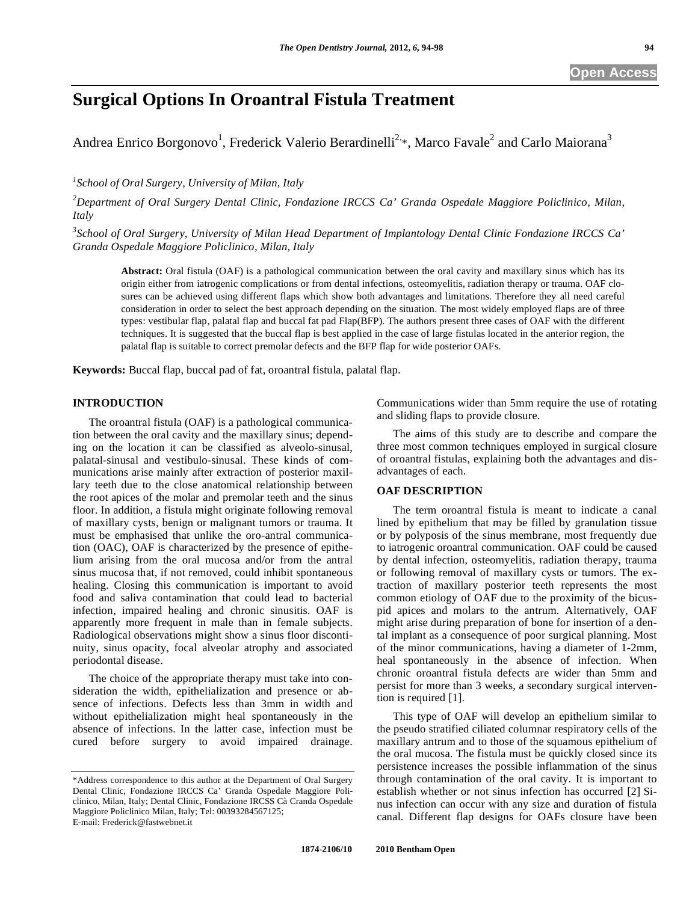Open Access

# Surgical Options In Oroantral Fistula Treatment

Andrea Enrico Borgonovo[1], Frederick Valerio Berardinelli[2,*], Marco Favale[2] and Carlo Maiorana[3]

[1]*School of Oral Surgery, University of Milan, Italy*

[2]*Department of Oral Surgery Dental Clinic, Fondazione IRCCS Ca' Granda Ospedale Maggiore Policlinico, Milan, Italy*

[3]*School of Oral Surgery, University of Milan Head Department of Implantology Dental Clinic Fondazione IRCCS Ca' Granda Ospedale Maggiore Policlinico, Milan, Italy*

**Abstract:** Oral fistula (OAF) is a pathological communication between the oral cavity and maxillary sinus which has its origin either from iatrogenic complications or from dental infections, osteomyelitis, radiation therapy or trauma. OAF closures can be achieved using different flaps which show both advantages and limitations. Therefore they all need careful consideration in order to select the best approach depending on the situation. The most widely employed flaps are of three types: vestibular flap, palatal flap and buccal fat pad Flap(BFP). The authors present three cases of OAF with the different techniques. It is suggested that the buccal flap is best applied in the case of large fistulas located in the anterior region, the palatal flap is suitable to correct premolar defects and the BFP flap for wide posterior OAFs.

**Keywords:** Buccal flap, buccal pad of fat, oroantral fistula, palatal flap.

## INTRODUCTION

The oroantral fistula (OAF) is a pathological communication between the oral cavity and the maxillary sinus; depending on the location it can be classified as alveolo-sinusal, palatal-sinusal and vestibulo-sinusal. These kinds of communications arise mainly after extraction of posterior maxillary teeth due to the close anatomical relationship between the root apices of the molar and premolar teeth and the sinus floor. In addition, a fistula might originate following removal of maxillary cysts, benign or malignant tumors or trauma. It must be emphasised that unlike the oro-antral communication (OAC), OAF is characterized by the presence of epithelium arising from the oral mucosa and/or from the antral sinus mucosa that, if not removed, could inhibit spontaneous healing. Closing this communication is important to avoid food and saliva contamination that could lead to bacterial infection, impaired healing and chronic sinusitis. OAF is apparently more frequent in male than in female subjects. Radiological observations might show a sinus floor discontinuity, sinus opacity, focal alveolar atrophy and associated periodontal disease.

The choice of the appropriate therapy must take into consideration the width, epithelialization and presence or absence of infections. Defects less than 3mm in width and without epithelialization might heal spontaneously in the absence of infections. In the latter case, infection must be cured before surgery to avoid impaired drainage. Communications wider than 5mm require the use of rotating and sliding flaps to provide closure.

The aims of this study are to describe and compare the three most common techniques employed in surgical closure of oroantral fistulas, explaining both the advantages and disadvantages of each.

## OAF DESCRIPTION

The term oroantral fistula is meant to indicate a canal lined by epithelium that may be filled by granulation tissue or by polyposis of the sinus membrane, most frequently due to iatrogenic oroantral communication. OAF could be caused by dental infection, osteomyelitis, radiation therapy, trauma or following removal of maxillary cysts or tumors. The extraction of maxillary posterior teeth represents the most common etiology of OAF due to the proximity of the bicuspid apices and molars to the antrum. Alternatively, OAF might arise during preparation of bone for insertion of a dental implant as a consequence of poor surgical planning. Most of the minor communications, having a diameter of 1-2mm, heal spontaneously in the absence of infection. When chronic oroantral fistula defects are wider than 5mm and persist for more than 3 weeks, a secondary surgical intervention is required [1].

This type of OAF will develop an epithelium similar to the pseudo stratified ciliated columnar respiratory cells of the maxillary antrum and to those of the squamous epithelium of the oral mucosa. The fistula must be quickly closed since its persistence increases the possible inflammation of the sinus through contamination of the oral cavity. It is important to establish whether or not sinus infection has occurred [2] Sinus infection can occur with any size and duration of fistula canal. Different flap designs for OAFs closure have been

---

*Address correspondence to this author at the Department of Oral Surgery Dental Clinic, Fondazione IRCCS Ca' Granda Ospedale Maggiore Policlinico, Milan, Italy; Dental Clinic, Fondazione IRCSS Cà Cranda Ospedale Maggiore Policlinico Milan, Italy; Tel: 00393284567125; E-mail: Frederick@fastwebnet.it

1874-2106/10 2010 Bentham Open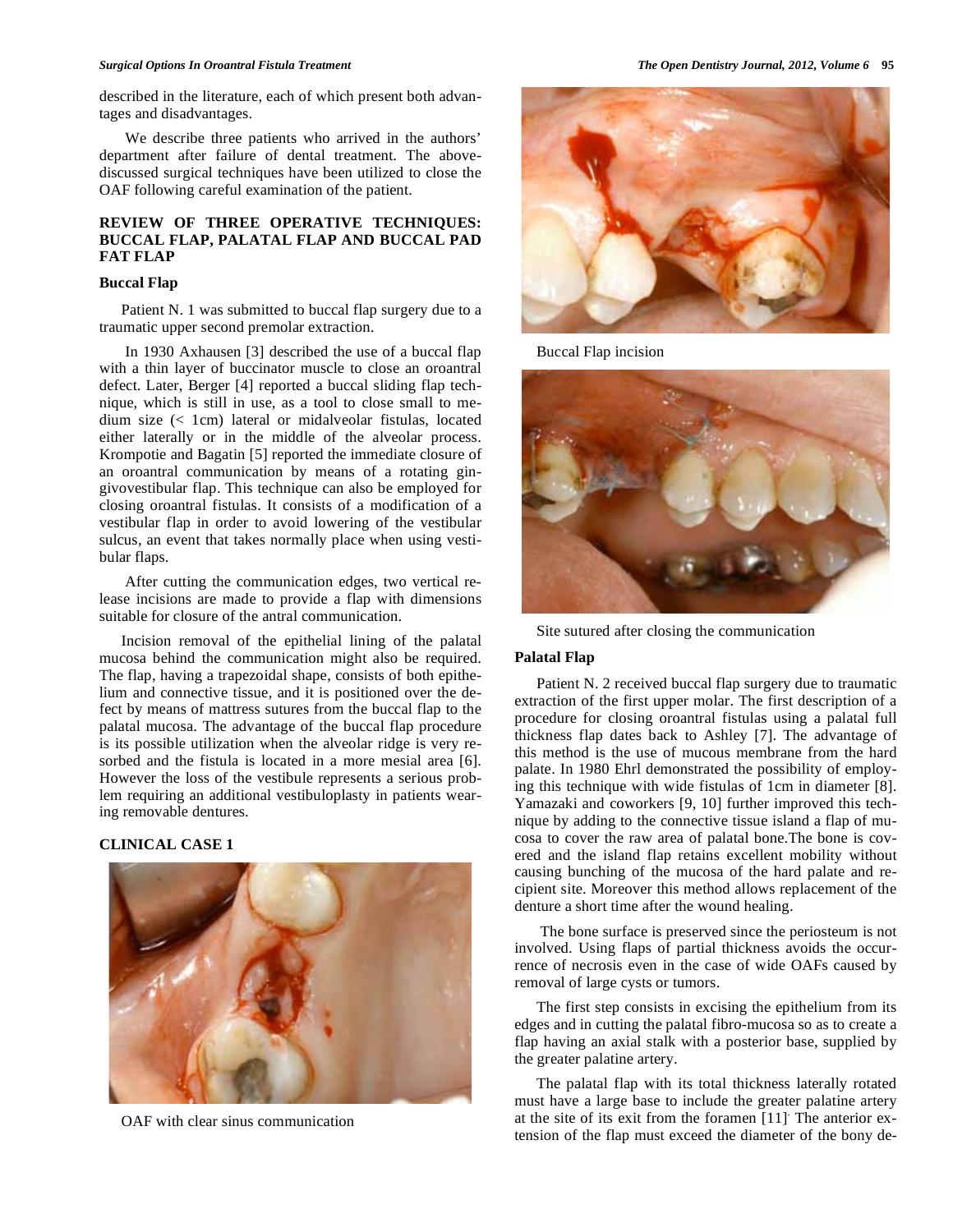described in the literature, each of which present both advantages and disadvantages.

We describe three patients who arrived in the authors' department after failure of dental treatment. The above-discussed surgical techniques have been utilized to close the OAF following careful examination of the patient.

## REVIEW OF THREE OPERATIVE TECHNIQUES: BUCCAL FLAP, PALATAL FLAP AND BUCCAL PAD FAT FLAP

### Buccal Flap

Patient N. 1 was submitted to buccal flap surgery due to a traumatic upper second premolar extraction.

In 1930 Axhausen [3] described the use of a buccal flap with a thin layer of buccinator muscle to close an oroantral defect. Later, Berger [4] reported a buccal sliding flap technique, which is still in use, as a tool to close small to medium size (< 1cm) lateral or midalveolar fistulas, located either laterally or in the middle of the alveolar process. Krompotie and Bagatin [5] reported the immediate closure of an oroantral communication by means of a rotating gingivovestibular flap. This technique can also be employed for closing oroantral fistulas. It consists of a modification of a vestibular flap in order to avoid lowering of the vestibular sulcus, an event that takes normally place when using vestibular flaps.

After cutting the communication edges, two vertical release incisions are made to provide a flap with dimensions suitable for closure of the antral communication.

Incision removal of the epithelial lining of the palatal mucosa behind the communication might also be required. The flap, having a trapezoidal shape, consists of both epithelium and connective tissue, and it is positioned over the defect by means of mattress sutures from the buccal flap to the palatal mucosa. The advantage of the buccal flap procedure is its possible utilization when the alveolar ridge is very resorbed and the fistula is located in a more mesial area [6]. However the loss of the vestibule represents a serious problem requiring an additional vestibuloplasty in patients wearing removable dentures.

### CLINICAL CASE 1

OAF with clear sinus communication

Buccal Flap incision

Site sutured after closing the communication

### Palatal Flap

Patient N. 2 received buccal flap surgery due to traumatic extraction of the first upper molar. The first description of a procedure for closing oroantral fistulas using a palatal full thickness flap dates back to Ashley [7]. The advantage of this method is the use of mucous membrane from the hard palate. In 1980 Ehrl demonstrated the possibility of employing this technique with wide fistulas of 1cm in diameter [8]. Yamazaki and coworkers [9, 10] further improved this technique by adding to the connective tissue island a flap of mucosa to cover the raw area of palatal bone.The bone is covered and the island flap retains excellent mobility without causing bunching of the mucosa of the hard palate and recipient site. Moreover this method allows replacement of the denture a short time after the wound healing.

The bone surface is preserved since the periosteum is not involved. Using flaps of partial thickness avoids the occurrence of necrosis even in the case of wide OAFs caused by removal of large cysts or tumors.

The first step consists in excising the epithelium from its edges and in cutting the palatal fibro-mucosa so as to create a flap having an axial stalk with a posterior base, supplied by the greater palatine artery.

The palatal flap with its total thickness laterally rotated must have a large base to include the greater palatine artery at the site of its exit from the foramen [11]. The anterior extension of the flap must exceed the diameter of the bony de-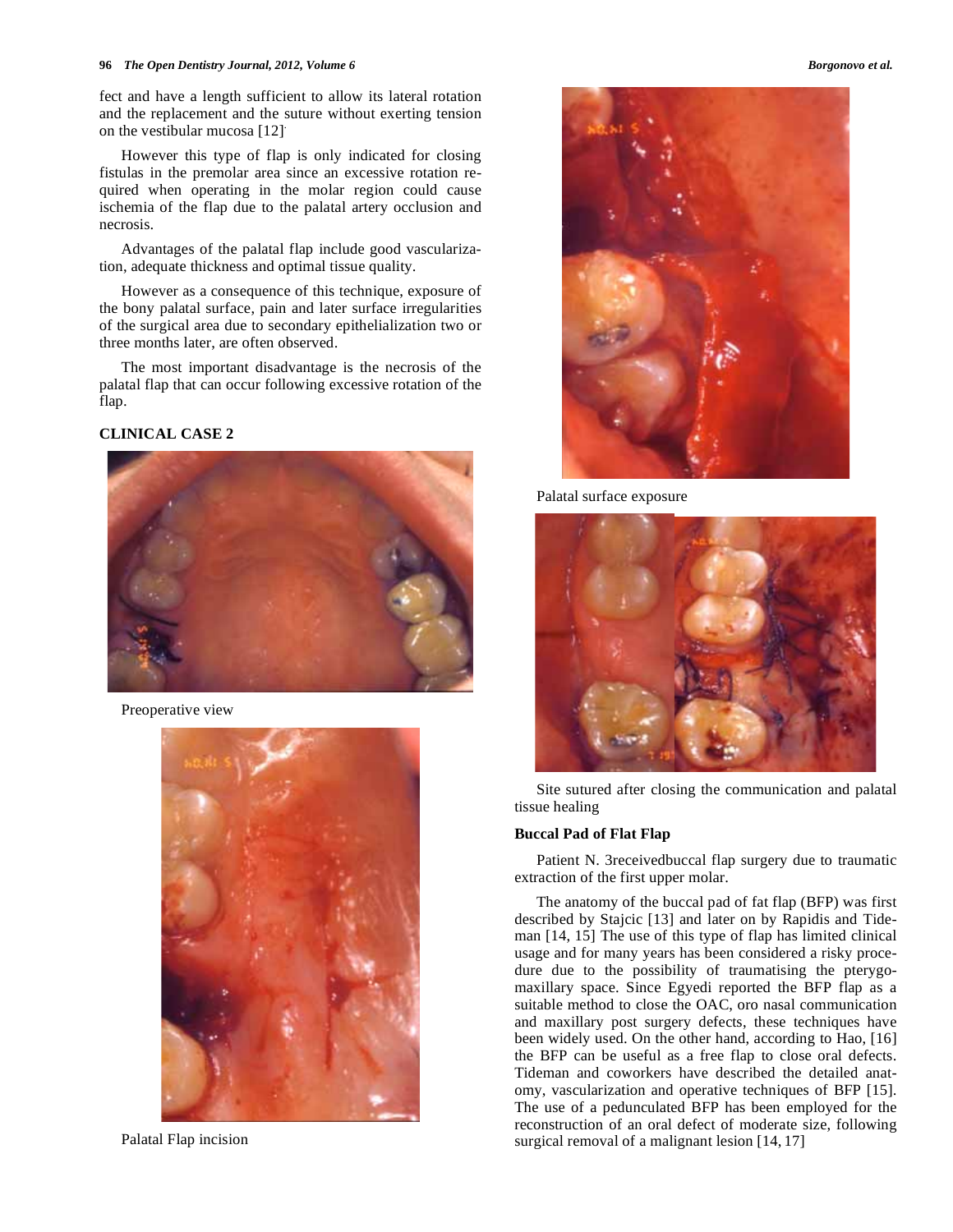fect and have a length sufficient to allow its lateral rotation and the replacement and the suture without exerting tension on the vestibular mucosa [12].

However this type of flap is only indicated for closing fistulas in the premolar area since an excessive rotation required when operating in the molar region could cause ischemia of the flap due to the palatal artery occlusion and necrosis.

Advantages of the palatal flap include good vascularization, adequate thickness and optimal tissue quality.

However as a consequence of this technique, exposure of the bony palatal surface, pain and later surface irregularities of the surgical area due to secondary epithelialization two or three months later, are often observed.

The most important disadvantage is the necrosis of the palatal flap that can occur following excessive rotation of the flap.

## CLINICAL CASE 2

Preoperative view

Palatal Flap incision

Palatal surface exposure

Site sutured after closing the communication and palatal tissue healing

### Buccal Pad of Flat Flap

Patient N. 3receivedbuccal flap surgery due to traumatic extraction of the first upper molar.

The anatomy of the buccal pad of fat flap (BFP) was first described by Stajcic [13] and later on by Rapidis and Tideman [14, 15] The use of this type of flap has limited clinical usage and for many years has been considered a risky procedure due to the possibility of traumatising the pterygomaxillary space. Since Egyedi reported the BFP flap as a suitable method to close the OAC, oro nasal communication and maxillary post surgery defects, these techniques have been widely used. On the other hand, according to Hao, [16] the BFP can be useful as a free flap to close oral defects. Tideman and coworkers have described the detailed anatomy, vascularization and operative techniques of BFP [15]. The use of a pedunculated BFP has been employed for the reconstruction of an oral defect of moderate size, following surgical removal of a malignant lesion [14, 17]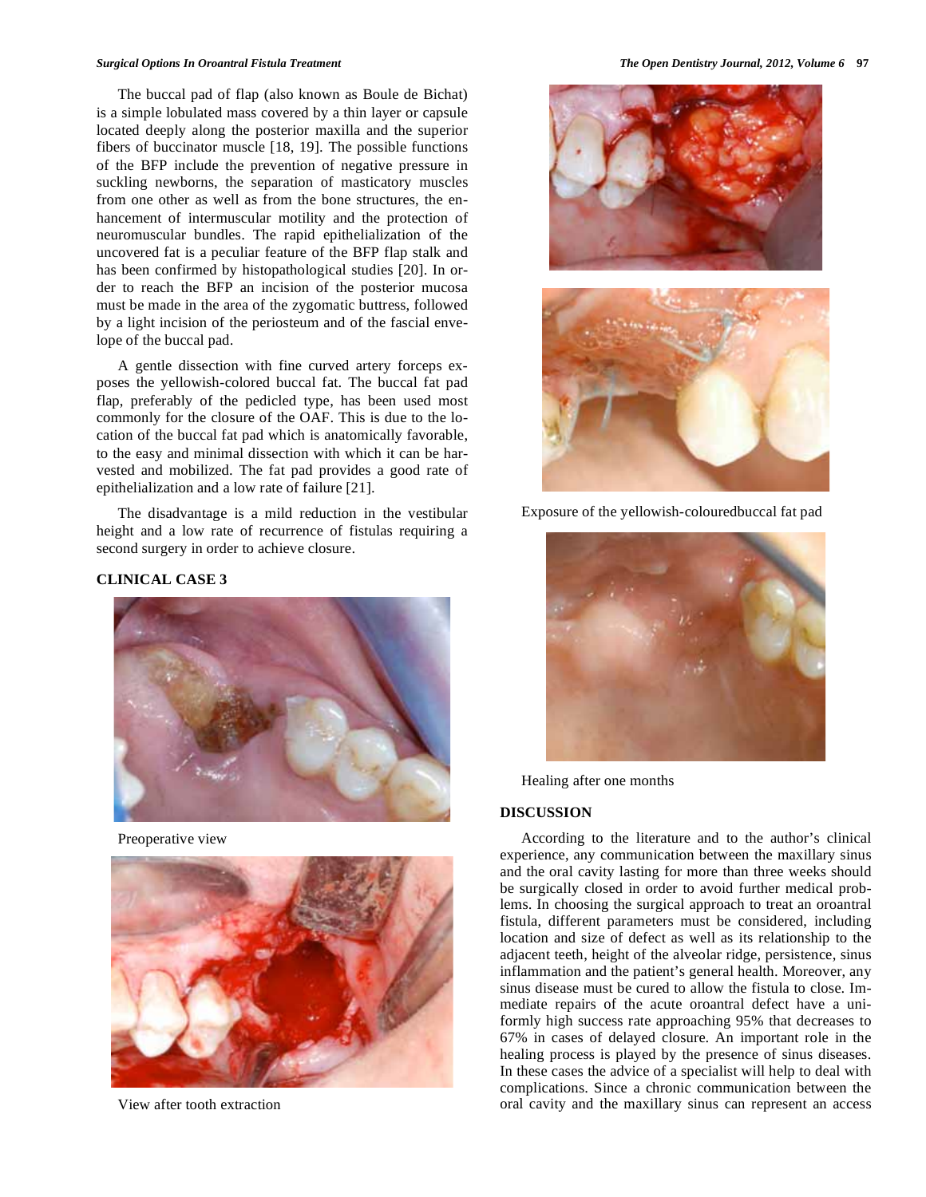The buccal pad of flap (also known as Boule de Bichat) is a simple lobulated mass covered by a thin layer or capsule located deeply along the posterior maxilla and the superior fibers of buccinator muscle [18, 19]. The possible functions of the BFP include the prevention of negative pressure in suckling newborns, the separation of masticatory muscles from one other as well as from the bone structures, the enhancement of intermuscular motility and the protection of neuromuscular bundles. The rapid epithelialization of the uncovered fat is a peculiar feature of the BFP flap stalk and has been confirmed by histopathological studies [20]. In order to reach the BFP an incision of the posterior mucosa must be made in the area of the zygomatic buttress, followed by a light incision of the periosteum and of the fascial envelope of the buccal pad.

A gentle dissection with fine curved artery forceps exposes the yellowish-colored buccal fat. The buccal fat pad flap, preferably of the pedicled type, has been used most commonly for the closure of the OAF. This is due to the location of the buccal fat pad which is anatomically favorable, to the easy and minimal dissection with which it can be harvested and mobilized. The fat pad provides a good rate of epithelialization and a low rate of failure [21].

The disadvantage is a mild reduction in the vestibular height and a low rate of recurrence of fistulas requiring a second surgery in order to achieve closure.

## CLINICAL CASE 3

Preoperative view

View after tooth extraction

Exposure of the yellowish-colouredbuccal fat pad

Healing after one months

## DISCUSSION

According to the literature and to the author's clinical experience, any communication between the maxillary sinus and the oral cavity lasting for more than three weeks should be surgically closed in order to avoid further medical problems. In choosing the surgical approach to treat an oroantral fistula, different parameters must be considered, including location and size of defect as well as its relationship to the adjacent teeth, height of the alveolar ridge, persistence, sinus inflammation and the patient's general health. Moreover, any sinus disease must be cured to allow the fistula to close. Immediate repairs of the acute oroantral defect have a uniformly high success rate approaching 95% that decreases to 67% in cases of delayed closure. An important role in the healing process is played by the presence of sinus diseases. In these cases the advice of a specialist will help to deal with complications. Since a chronic communication between the oral cavity and the maxillary sinus can represent an access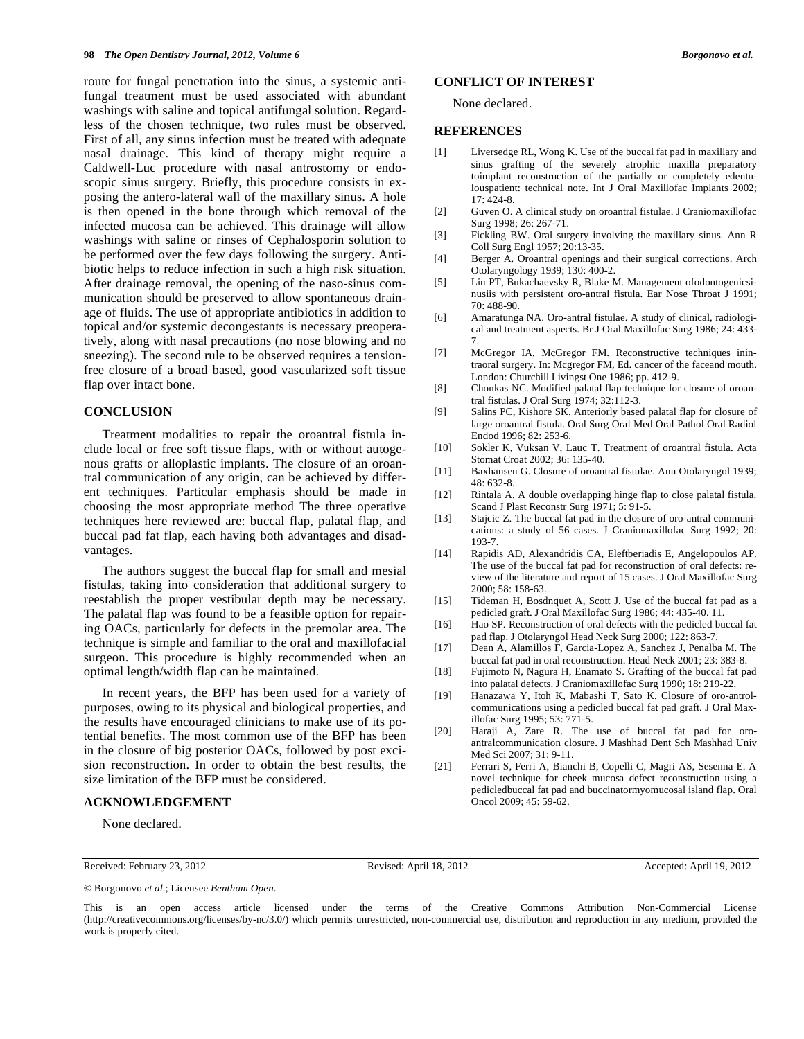route for fungal penetration into the sinus, a systemic antifungal treatment must be used associated with abundant washings with saline and topical antifungal solution. Regardless of the chosen technique, two rules must be observed. First of all, any sinus infection must be treated with adequate nasal drainage. This kind of therapy might require a Caldwell-Luc procedure with nasal antrostomy or endoscopic sinus surgery. Briefly, this procedure consists in exposing the antero-lateral wall of the maxillary sinus. A hole is then opened in the bone through which removal of the infected mucosa can be achieved. This drainage will allow washings with saline or rinses of Cephalosporin solution to be performed over the few days following the surgery. Antibiotic helps to reduce infection in such a high risk situation. After drainage removal, the opening of the naso-sinus communication should be preserved to allow spontaneous drainage of fluids. The use of appropriate antibiotics in addition to topical and/or systemic decongestants is necessary preoperatively, along with nasal precautions (no nose blowing and no sneezing). The second rule to be observed requires a tension-free closure of a broad based, good vascularized soft tissue flap over intact bone.

## CONCLUSION

Treatment modalities to repair the oroantral fistula include local or free soft tissue flaps, with or without autogenous grafts or alloplastic implants. The closure of an oroantral communication of any origin, can be achieved by different techniques. Particular emphasis should be made in choosing the most appropriate method The three operative techniques here reviewed are: buccal flap, palatal flap, and buccal pad fat flap, each having both advantages and disadvantages.

The authors suggest the buccal flap for small and mesial fistulas, taking into consideration that additional surgery to reestablish the proper vestibular depth may be necessary. The palatal flap was found to be a feasible option for repairing OACs, particularly for defects in the premolar area. The technique is simple and familiar to the oral and maxillofacial surgeon. This procedure is highly recommended when an optimal length/width flap can be maintained.

In recent years, the BFP has been used for a variety of purposes, owing to its physical and biological properties, and the results have encouraged clinicians to make use of its potential benefits. The most common use of the BFP has been in the closure of big posterior OACs, followed by post excision reconstruction. In order to obtain the best results, the size limitation of the BFP must be considered.

## ACKNOWLEDGEMENT

None declared.

## CONFLICT OF INTEREST

None declared.

## REFERENCES

[1] Liversedge RL, Wong K. Use of the buccal fat pad in maxillary and sinus grafting of the severely atrophic maxilla preparatory toimplant reconstruction of the partially or completely edentulouspatient: technical note. Int J Oral Maxillofac Implants 2002; 17: 424-8.

[2] Guven O. A clinical study on oroantral fistulae. J Craniomaxillofac Surg 1998; 26: 267-71.

[3] Fickling BW. Oral surgery involving the maxillary sinus. Ann R Coll Surg Engl 1957; 20:13-35.

[4] Berger A. Oroantral openings and their surgical corrections. Arch Otolaryngology 1939; 130: 400-2.

[5] Lin PT, Bukachaevsky R, Blake M. Management ofodontogenicsinusiis with persistent oro-antral fistula. Ear Nose Throat J 1991; 70: 488-90.

[6] Amaratunga NA. Oro-antral fistulae. A study of clinical, radiological and treatment aspects. Br J Oral Maxillofac Surg 1986; 24: 433-7.

[7] McGregor IA, McGregor FM. Reconstructive techniques inintraoral surgery. In: Mcgregor FM, Ed. cancer of the faceand mouth. London: Churchill Livingst One 1986; pp. 412-9.

[8] Chonkas NC. Modified palatal flap technique for closure of oroantral fistulas. J Oral Surg 1974; 32:112-3.

[9] Salins PC, Kishore SK. Anteriorly based palatal flap for closure of large oroantral fistula. Oral Surg Oral Med Oral Pathol Oral Radiol Endod 1996; 82: 253-6.

[10] Sokler K, Vuksan V, Lauc T. Treatment of oroantral fistula. Acta Stomat Croat 2002; 36: 135-40.

[11] Baxhausen G. Closure of oroantral fistulae. Ann Otolaryngol 1939; 48: 632-8.

[12] Rintala A. A double overlapping hinge flap to close palatal fistula. Scand J Plast Reconstr Surg 1971; 5: 91-5.

[13] Stajcic Z. The buccal fat pad in the closure of oro-antral communications: a study of 56 cases. J Craniomaxillofac Surg 1992; 20: 193-7.

[14] Rapidis AD, Alexandridis CA, Eleftberiadis E, Angelopoulos AP. The use of the buccal fat pad for reconstruction of oral defects: review of the literature and report of 15 cases. J Oral Maxillofac Surg 2000; 58: 158-63.

[15] Tideman H, Bosdnquet A, Scott J. Use of the buccal fat pad as a pedicled graft. J Oral Maxillofac Surg 1986; 44: 435-40. 11.

[16] Hao SP. Reconstruction of oral defects with the pedicled buccal fat pad flap. J Otolaryngol Head Neck Surg 2000; 122: 863-7.

[17] Dean A, Alamillos F, Garcia-Lopez A, Sanchez J, Penalba M. The buccal fat pad in oral reconstruction. Head Neck 2001; 23: 383-8.

[18] Fujimoto N, Nagura H, Enamato S. Grafting of the buccal fat pad into palatal defects. J Craniomaxillofac Surg 1990; 18: 219-22.

[19] Hanazawa Y, Itoh K, Mabashi T, Sato K. Closure of oro-antrolcommunications using a pedicled buccal fat pad graft. J Oral Maxillofac Surg 1995; 53: 771-5.

[20] Haraji A, Zare R. The use of buccal fat pad for oroantralcommunication closure. J Mashhad Dent Sch Mashhad Univ Med Sci 2007; 31: 9-11.

[21] Ferrari S, Ferri A, Bianchi B, Copelli C, Magri AS, Sesenna E. A novel technique for cheek mucosa defect reconstruction using a pedicledbuccal fat pad and buccinatormyomucosal island flap. Oral Oncol 2009; 45: 59-62.

Received: February 23, 2012 Revised: April 18, 2012 Accepted: April 19, 2012

© Borgonovo *et al.*; Licensee *Bentham Open*.

This is an open access article licensed under the terms of the Creative Commons Attribution Non-Commercial License (http://creativecommons.org/licenses/by-nc/3.0/) which permits unrestricted, non-commercial use, distribution and reproduction in any medium, provided the work is properly cited.